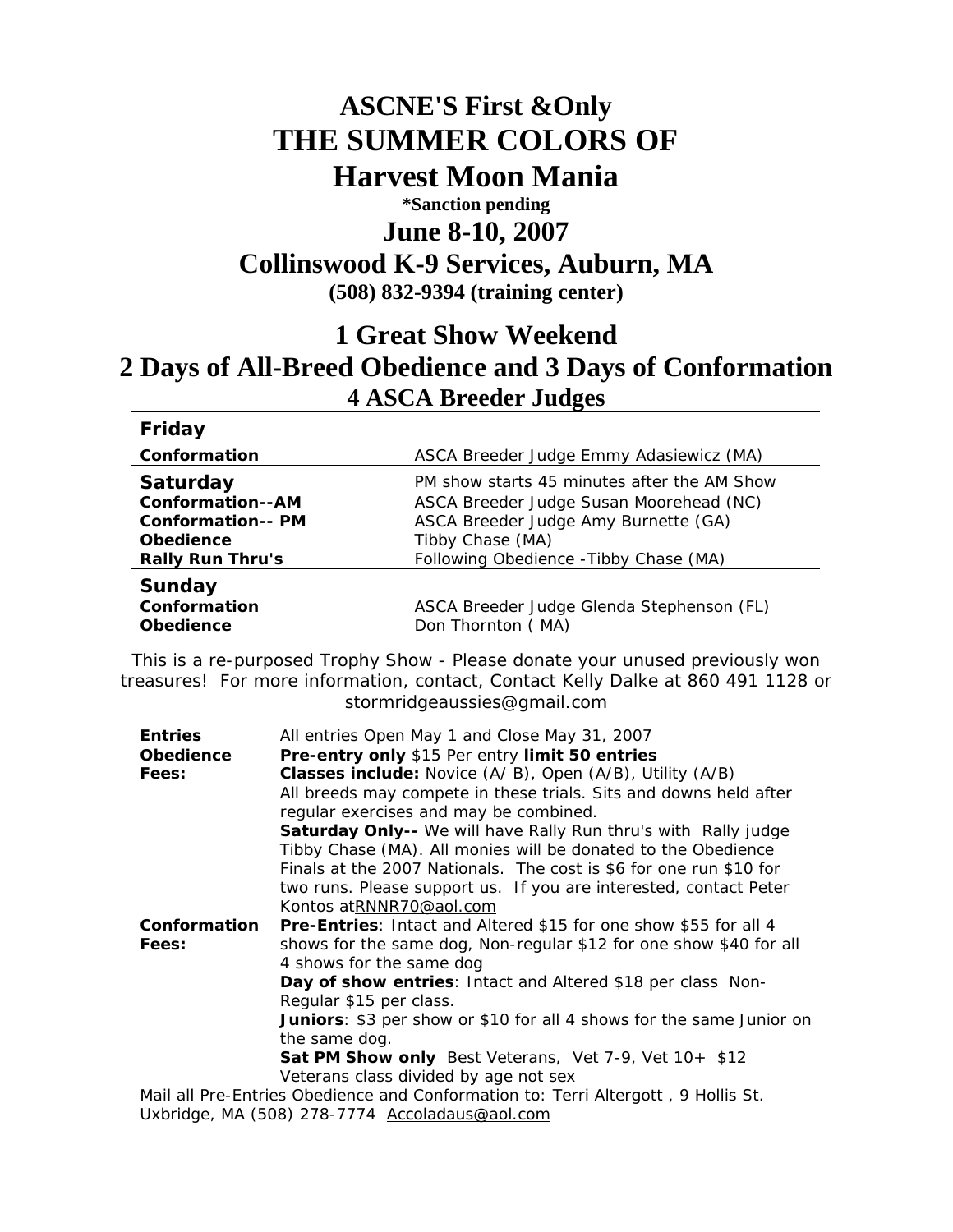# ASCNE'S First &Only
# THE SUMMER COLORS OF
# Harvest Moon Mania

**\*Sanction pending**

## June 8-10, 2007
## Collinswood K-9 Services, Auburn, MA

**(508) 832-9394 (training center)**

## 1 Great Show Weekend
## 2 Days of All-Breed Obedience and 3 Days of Conformation
### 4 ASCA Breeder Judges

| | |
|---|---|
| **Friday** | |
| **Conformation** | ASCA Breeder Judge Emmy Adasiewicz (MA) |
| **Saturday** | PM show starts 45 minutes after the AM Show |
| **Conformation--AM** | ASCA Breeder Judge Susan Moorehead (NC) |
| **Conformation-- PM** | ASCA Breeder Judge Amy Burnette (GA) |
| **Obedience** | Tibby Chase (MA) |
| **Rally Run Thru's** | Following Obedience -Tibby Chase (MA) |
| **Sunday** | |
| **Conformation** | ASCA Breeder Judge Glenda Stephenson (FL) |
| **Obedience** | Don Thornton ( MA) |

This is a re-purposed Trophy Show - Please donate your unused previously won treasures! For more information, contact, Contact Kelly Dalke at 860 491 1128 or stormridgeaussies@gmail.com

| | |
|---|---|
| **Entries** | All entries Open May 1 and Close May 31, 2007 |
| **Obedience Fees:** | **Pre-entry only** $15 Per entry **limit 50 entries**<br>**Classes include:** Novice (A/ B), Open (A/B), Utility (A/B)<br>All breeds may compete in these trials. Sits and downs held after regular exercises and may be combined.<br>**Saturday Only--** We will have Rally Run thru's with Rally judge Tibby Chase (MA). All monies will be donated to the Obedience Finals at the 2007 Nationals. The cost is $6 for one run $10 for two runs. Please support us. If you are interested, contact Peter Kontos atRNNR70@aol.com |
| **Conformation Fees:** | **Pre-Entries**: Intact and Altered $15 for one show $55 for all 4 shows for the same dog, Non-regular $12 for one show $40 for all 4 shows for the same dog<br>**Day of show entries**: Intact and Altered $18 per class Non-Regular $15 per class.<br>**Juniors**: $3 per show or $10 for all 4 shows for the same Junior on the same dog.<br>**Sat PM Show only** Best Veterans, Vet 7-9, Vet 10+ $12 Veterans class divided by age not sex |

Mail all Pre-Entries Obedience and Conformation to: Terri Altergott , 9 Hollis St. Uxbridge, MA (508) 278-7774 Accoladaus@aol.com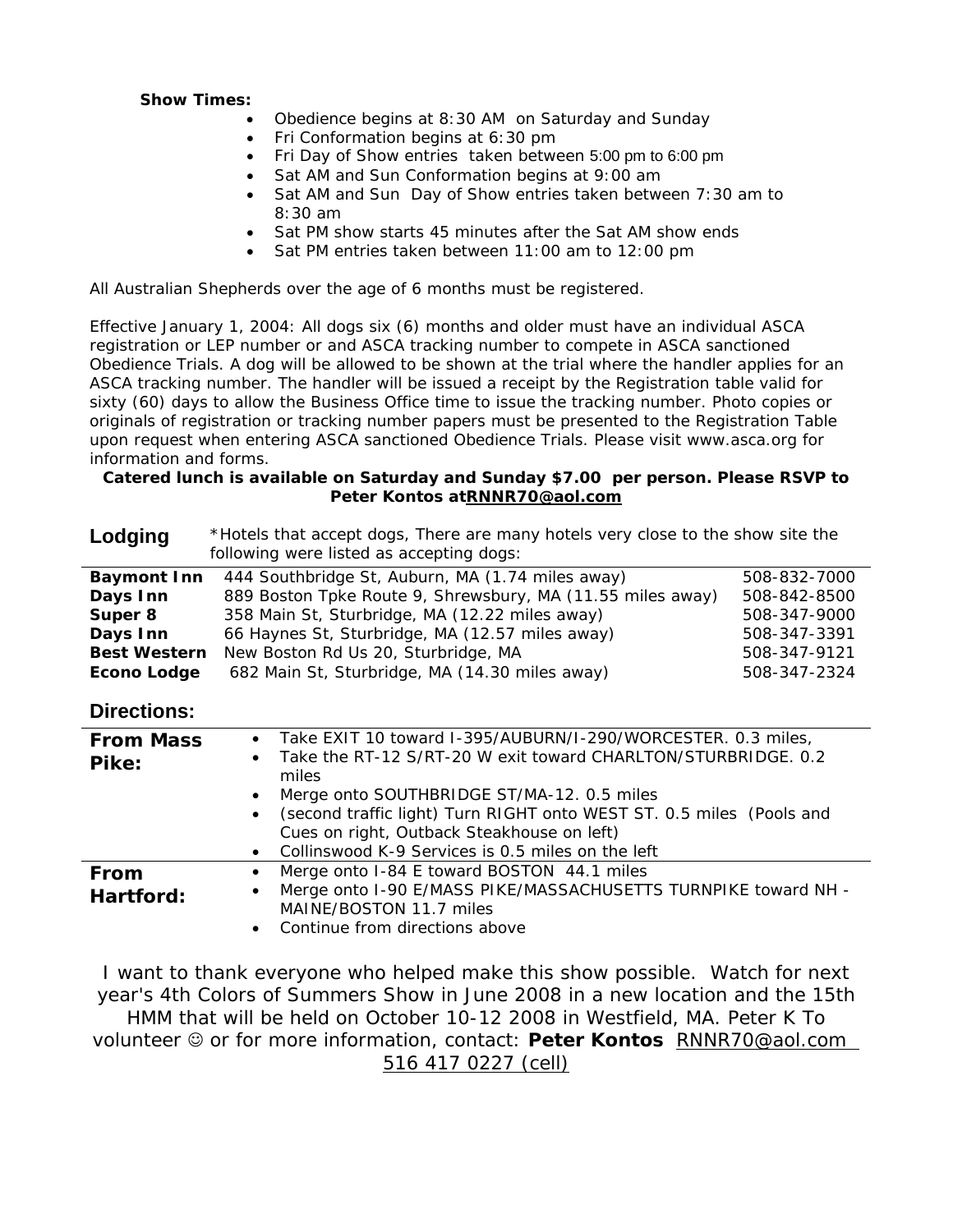**Show Times:**

- Obedience begins at 8:30 AM on Saturday and Sunday
- Fri Conformation begins at 6:30 pm
- Fri Day of Show entries taken between 5:00 pm to 6:00 pm
- Sat AM and Sun Conformation begins at 9:00 am
- Sat AM and Sun Day of Show entries taken between 7:30 am to 8:30 am
- Sat PM show starts 45 minutes after the Sat AM show ends
- Sat PM entries taken between 11:00 am to 12:00 pm

All Australian Shepherds over the age of 6 months must be registered.

Effective January 1, 2004: All dogs six (6) months and older must have an individual ASCA registration or LEP number or and ASCA tracking number to compete in ASCA sanctioned Obedience Trials. A dog will be allowed to be shown at the trial where the handler applies for an ASCA tracking number. The handler will be issued a receipt by the Registration table valid for sixty (60) days to allow the Business Office time to issue the tracking number. Photo copies or originals of registration or tracking number papers must be presented to the Registration Table upon request when entering ASCA sanctioned Obedience Trials. Please visit www.asca.org for information and forms.

**Catered lunch is available on Saturday and Sunday $7.00 per person. Please RSVP to Peter Kontos atRNNR70@aol.com**

## Lodging

*Hotels that accept dogs, There are many hotels very close to the show site the following were listed as accepting dogs:

| | | |
|---|---|---|
| **Baymont Inn** | 444 Southbridge St, Auburn, MA (1.74 miles away) | 508-832-7000 |
| **Days Inn** | 889 Boston Tpke Route 9, Shrewsbury, MA (11.55 miles away) | 508-842-8500 |
| **Super 8** | 358 Main St, Sturbridge, MA (12.22 miles away) | 508-347-9000 |
| **Days Inn** | 66 Haynes St, Sturbridge, MA (12.57 miles away) | 508-347-3391 |
| **Best Western** | New Boston Rd Us 20, Sturbridge, MA | 508-347-9121 |
| **Econo Lodge** | 682 Main St, Sturbridge, MA (14.30 miles away) | 508-347-2324 |

## Directions:

**From Mass Pike:**

- Take EXIT 10 toward I-395/AUBURN/I-290/WORCESTER. 0.3 miles,
- Take the RT-12 S/RT-20 W exit toward CHARLTON/STURBRIDGE. 0.2 miles
- Merge onto SOUTHBRIDGE ST/MA-12. 0.5 miles
- (second traffic light) Turn RIGHT onto WEST ST. 0.5 miles (Pools and Cues on right, Outback Steakhouse on left)
- Collinswood K-9 Services is 0.5 miles on the left

**From Hartford:**

- Merge onto I-84 E toward BOSTON 44.1 miles
- Merge onto I-90 E/MASS PIKE/MASSACHUSETTS TURNPIKE toward NH - MAINE/BOSTON 11.7 miles
- Continue from directions above

I want to thank everyone who helped make this show possible. Watch for next year's 4th Colors of Summers Show in June 2008 in a new location and the 15th HMM that will be held on October 10-12 2008 in Westfield, MA. Peter K To volunteer ☺ or for more information, contact: **Peter Kontos** RNNR70@aol.com 516 417 0227 (cell)